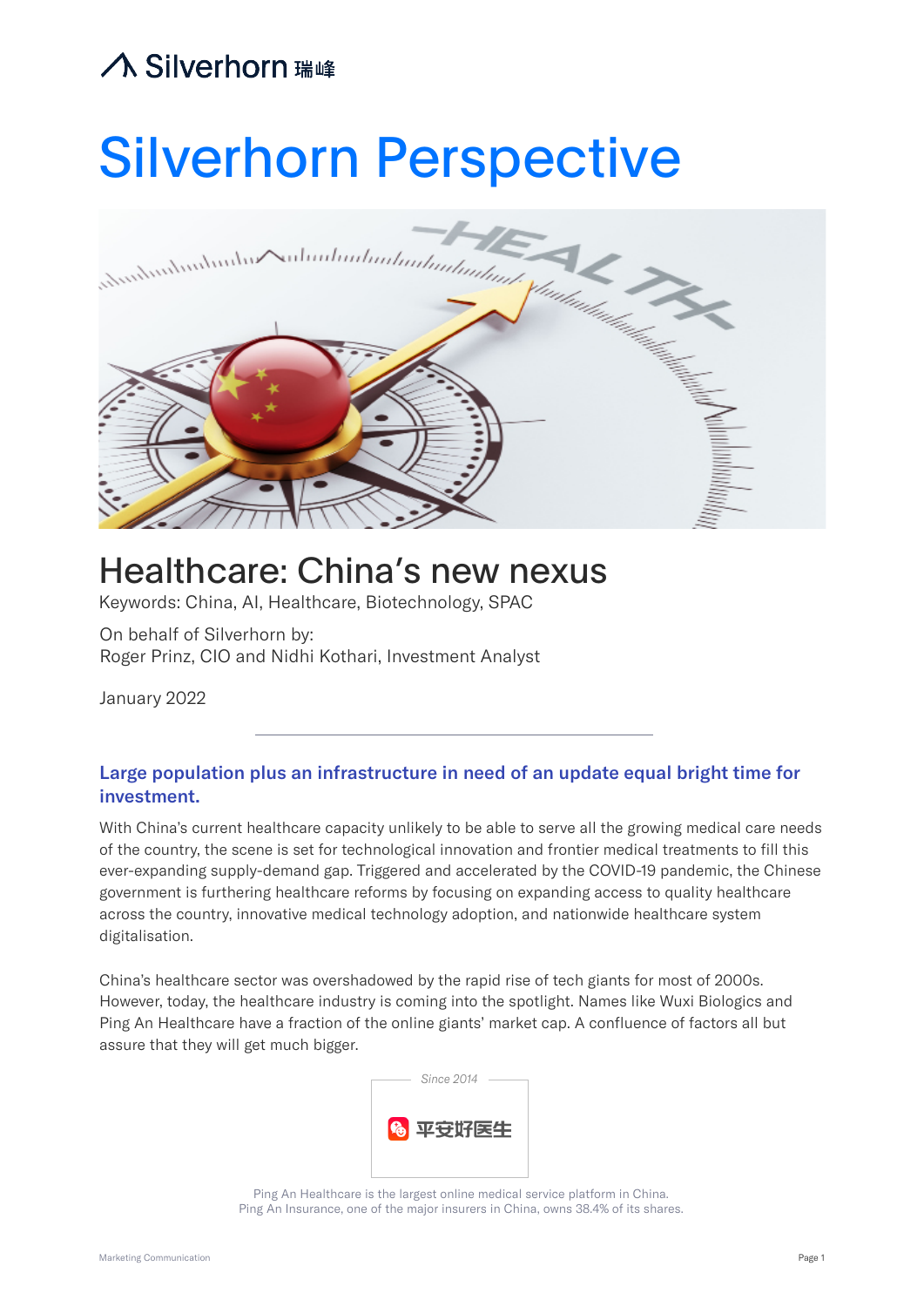Silverhorn 瑞峰

# Silverhorn Perspective

## Healthcare: China's new nexus

Keywords: China, AI, Healthcare, Biotechnology, SPAC

On behalf of Silverhorn by:
Roger Prinz, CIO and Nidhi Kothari, Investment Analyst

January 2022

---

### Large population plus an infrastructure in need of an update equal bright time for investment.

With China's current healthcare capacity unlikely to be able to serve all the growing medical care needs of the country, the scene is set for technological innovation and frontier medical treatments to fill this ever-expanding supply-demand gap. Triggered and accelerated by the COVID-19 pandemic, the Chinese government is furthering healthcare reforms by focusing on expanding access to quality healthcare across the country, innovative medical technology adoption, and nationwide healthcare system digitalisation.

China's healthcare sector was overshadowed by the rapid rise of tech giants for most of 2000s. However, today, the healthcare industry is coming into the spotlight. Names like Wuxi Biologics and Ping An Healthcare have a fraction of the online giants' market cap. A confluence of factors all but assure that they will get much bigger.

*Since 2014*

平安好医生

Ping An Healthcare is the largest online medical service platform in China.
Ping An Insurance, one of the major insurers in China, owns 38.4% of its shares.

Marketing Communication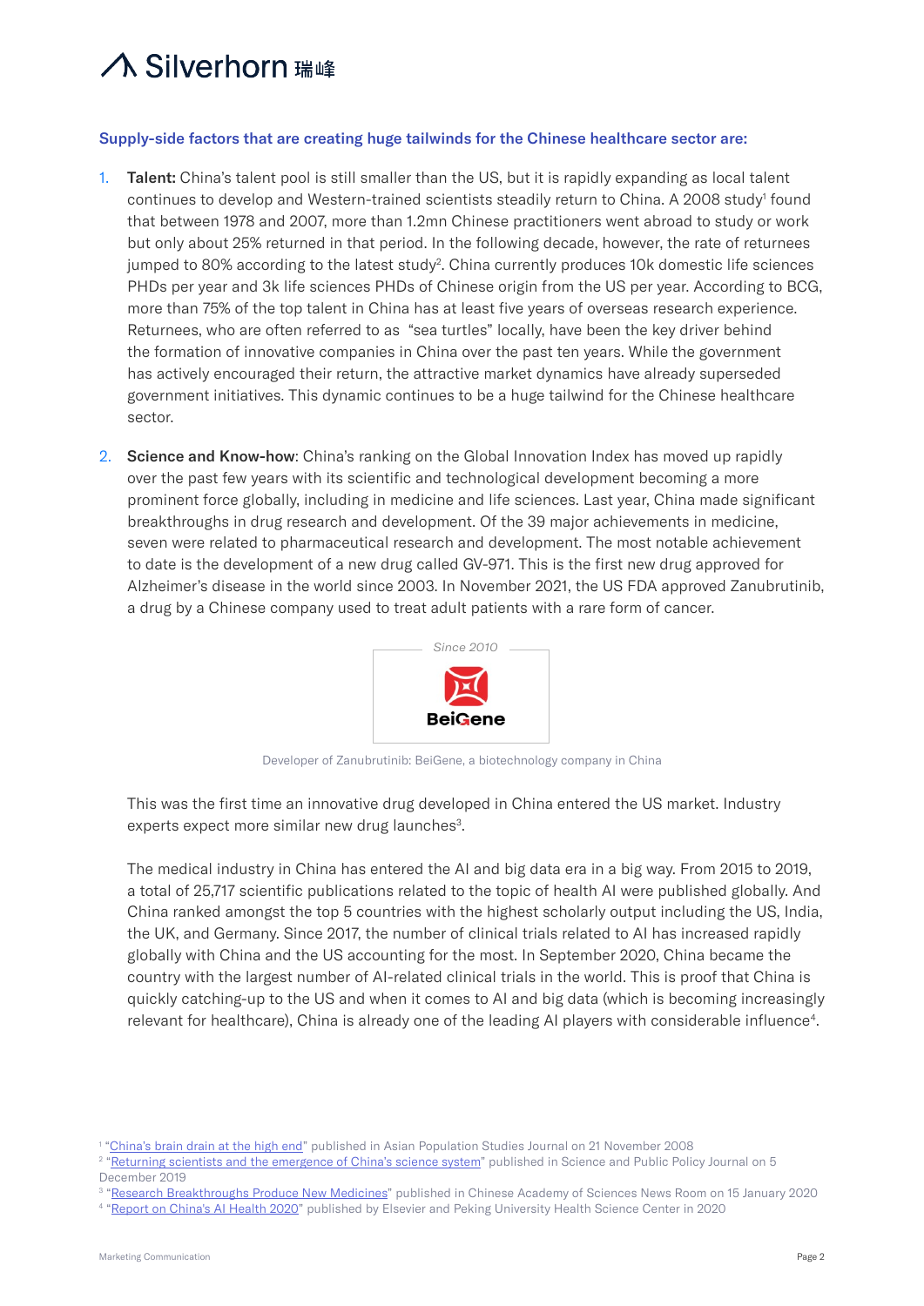**Supply-side factors that are creating huge tailwinds for the Chinese healthcare sector are:**

1. **Talent:** China's talent pool is still smaller than the US, but it is rapidly expanding as local talent continues to develop and Western-trained scientists steadily return to China. A 2008 study[1] found that between 1978 and 2007, more than 1.2mn Chinese practitioners went abroad to study or work but only about 25% returned in that period. In the following decade, however, the rate of returnees jumped to 80% according to the latest study[2]. China currently produces 10k domestic life sciences PHDs per year and 3k life sciences PHDs of Chinese origin from the US per year. According to BCG, more than 75% of the top talent in China has at least five years of overseas research experience. Returnees, who are often referred to as "sea turtles" locally, have been the key driver behind the formation of innovative companies in China over the past ten years. While the government has actively encouraged their return, the attractive market dynamics have already superseded government initiatives. This dynamic continues to be a huge tailwind for the Chinese healthcare sector.

2. **Science and Know-how**: China's ranking on the Global Innovation Index has moved up rapidly over the past few years with its scientific and technological development becoming a more prominent force globally, including in medicine and life sciences. Last year, China made significant breakthroughs in drug research and development. Of the 39 major achievements in medicine, seven were related to pharmaceutical research and development. The most notable achievement to date is the development of a new drug called GV-971. This is the first new drug approved for Alzheimer's disease in the world since 2003. In November 2021, the US FDA approved Zanubrutinib, a drug by a Chinese company used to treat adult patients with a rare form of cancer.

*Since 2010*

BeiGene

Developer of Zanubrutinib: BeiGene, a biotechnology company in China

This was the first time an innovative drug developed in China entered the US market. Industry experts expect more similar new drug launches[3].

The medical industry in China has entered the AI and big data era in a big way. From 2015 to 2019, a total of 25,717 scientific publications related to the topic of health AI were published globally. And China ranked amongst the top 5 countries with the highest scholarly output including the US, India, the UK, and Germany. Since 2017, the number of clinical trials related to AI has increased rapidly globally with China and the US accounting for the most. In September 2020, China became the country with the largest number of AI-related clinical trials in the world. This is proof that China is quickly catching-up to the US and when it comes to AI and big data (which is becoming increasingly relevant for healthcare), China is already one of the leading AI players with considerable influence[4].

[1] "China's brain drain at the high end" published in Asian Population Studies Journal on 21 November 2008

[2] "Returning scientists and the emergence of China's science system" published in Science and Public Policy Journal on 5 December 2019

[3] "Research Breakthroughs Produce New Medicines" published in Chinese Academy of Sciences News Room on 15 January 2020

[4] "Report on China's AI Health 2020" published by Elsevier and Peking University Health Science Center in 2020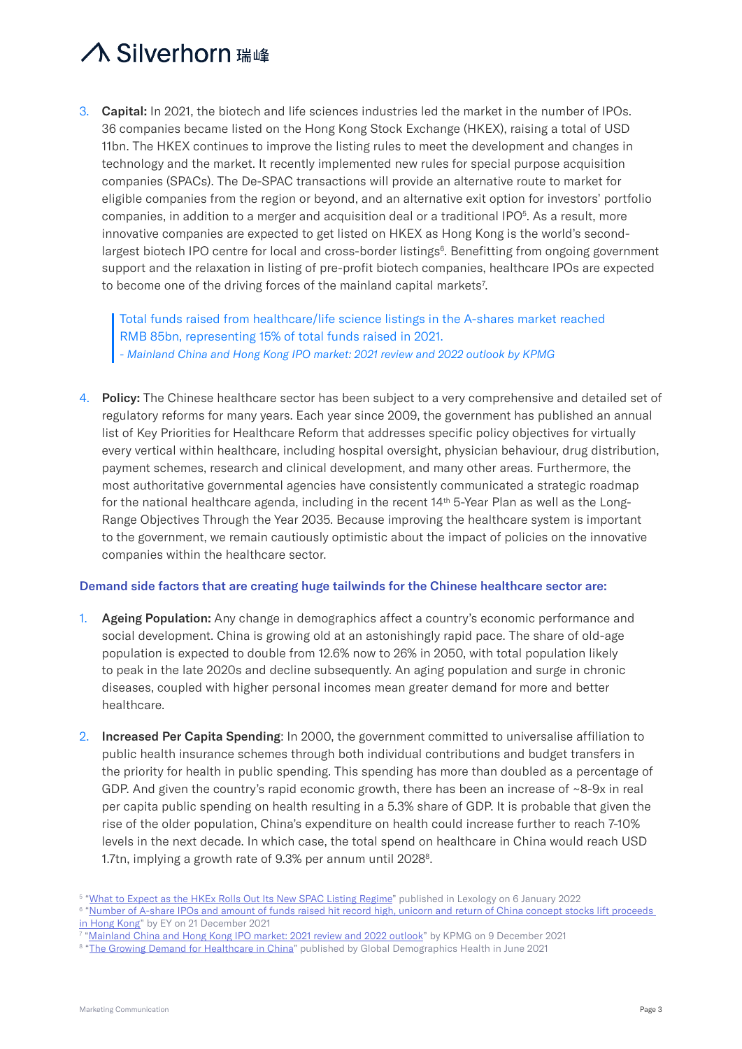3. **Capital:** In 2021, the biotech and life sciences industries led the market in the number of IPOs. 36 companies became listed on the Hong Kong Stock Exchange (HKEX), raising a total of USD 11bn. The HKEX continues to improve the listing rules to meet the development and changes in technology and the market. It recently implemented new rules for special purpose acquisition companies (SPACs). The De-SPAC transactions will provide an alternative route to market for eligible companies from the region or beyond, and an alternative exit option for investors' portfolio companies, in addition to a merger and acquisition deal or a traditional IPO[5]. As a result, more innovative companies are expected to get listed on HKEX as Hong Kong is the world's second-largest biotech IPO centre for local and cross-border listings[6]. Benefitting from ongoing government support and the relaxation in listing of pre-profit biotech companies, healthcare IPOs are expected to become one of the driving forces of the mainland capital markets[7].

> Total funds raised from healthcare/life science listings in the A-shares market reached RMB 85bn, representing 15% of total funds raised in 2021.
> *- Mainland China and Hong Kong IPO market: 2021 review and 2022 outlook by KPMG*

4. **Policy:** The Chinese healthcare sector has been subject to a very comprehensive and detailed set of regulatory reforms for many years. Each year since 2009, the government has published an annual list of Key Priorities for Healthcare Reform that addresses specific policy objectives for virtually every vertical within healthcare, including hospital oversight, physician behaviour, drug distribution, payment schemes, research and clinical development, and many other areas. Furthermore, the most authoritative governmental agencies have consistently communicated a strategic roadmap for the national healthcare agenda, including in the recent 14th 5-Year Plan as well as the Long-Range Objectives Through the Year 2035. Because improving the healthcare system is important to the government, we remain cautiously optimistic about the impact of policies on the innovative companies within the healthcare sector.

**Demand side factors that are creating huge tailwinds for the Chinese healthcare sector are:**

1. **Ageing Population:** Any change in demographics affect a country's economic performance and social development. China is growing old at an astonishingly rapid pace. The share of old-age population is expected to double from 12.6% now to 26% in 2050, with total population likely to peak in the late 2020s and decline subsequently. An aging population and surge in chronic diseases, coupled with higher personal incomes mean greater demand for more and better healthcare.

2. **Increased Per Capita Spending**: In 2000, the government committed to universalise affiliation to public health insurance schemes through both individual contributions and budget transfers in the priority for health in public spending. This spending has more than doubled as a percentage of GDP. And given the country's rapid economic growth, there has been an increase of ~8-9x in real per capita public spending on health resulting in a 5.3% share of GDP. It is probable that given the rise of the older population, China's expenditure on health could increase further to reach 7-10% levels in the next decade. In which case, the total spend on healthcare in China would reach USD 1.7tn, implying a growth rate of 9.3% per annum until 2028[8].

[5] "What to Expect as the HKEx Rolls Out Its New SPAC Listing Regime" published in Lexology on 6 January 2022
[6] "Number of A-share IPOs and amount of funds raised hit record high, unicorn and return of China concept stocks lift proceeds in Hong Kong" by EY on 21 December 2021
[7] "Mainland China and Hong Kong IPO market: 2021 review and 2022 outlook" by KPMG on 9 December 2021
[8] "The Growing Demand for Healthcare in China" published by Global Demographics Health in June 2021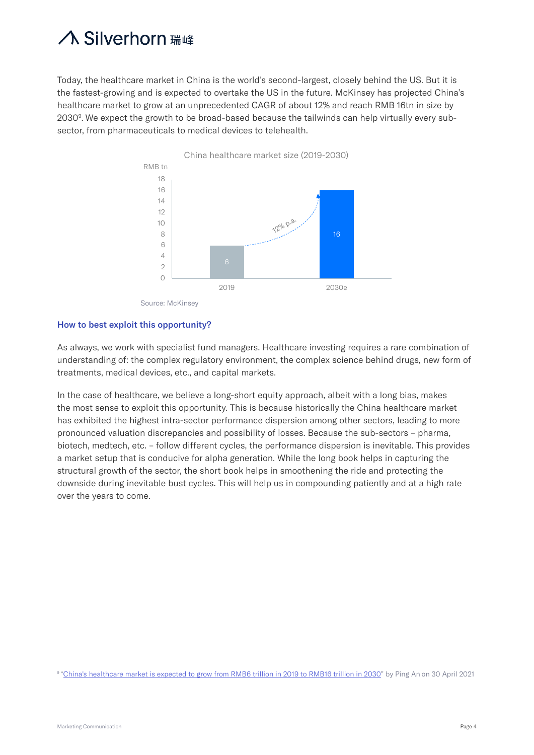Today, the healthcare market in China is the world's second-largest, closely behind the US. But it is the fastest-growing and is expected to overtake the US in the future. McKinsey has projected China's healthcare market to grow at an unprecedented CAGR of about 12% and reach RMB 16tn in size by 2030[9]. We expect the growth to be broad-based because the tailwinds can help virtually every sub-sector, from pharmaceuticals to medical devices to telehealth.

China healthcare market size (2019-2030)

| Year | RMB tn |
| --- | --- |
| 2019 | 6 |
| 2030e | 16 |

12% p.a.

Source: McKinsey

### How to best exploit this opportunity?

As always, we work with specialist fund managers. Healthcare investing requires a rare combination of understanding of: the complex regulatory environment, the complex science behind drugs, new form of treatments, medical devices, etc., and capital markets.

In the case of healthcare, we believe a long-short equity approach, albeit with a long bias, makes the most sense to exploit this opportunity. This is because historically the China healthcare market has exhibited the highest intra-sector performance dispersion among other sectors, leading to more pronounced valuation discrepancies and possibility of losses. Because the sub-sectors – pharma, biotech, medtech, etc. – follow different cycles, the performance dispersion is inevitable. This provides a market setup that is conducive for alpha generation. While the long book helps in capturing the structural growth of the sector, the short book helps in smoothening the ride and protecting the downside during inevitable bust cycles. This will help us in compounding patiently and at a high rate over the years to come.

[9] "China's healthcare market is expected to grow from RMB6 trillion in 2019 to RMB16 trillion in 2030" by Ping An on 30 April 2021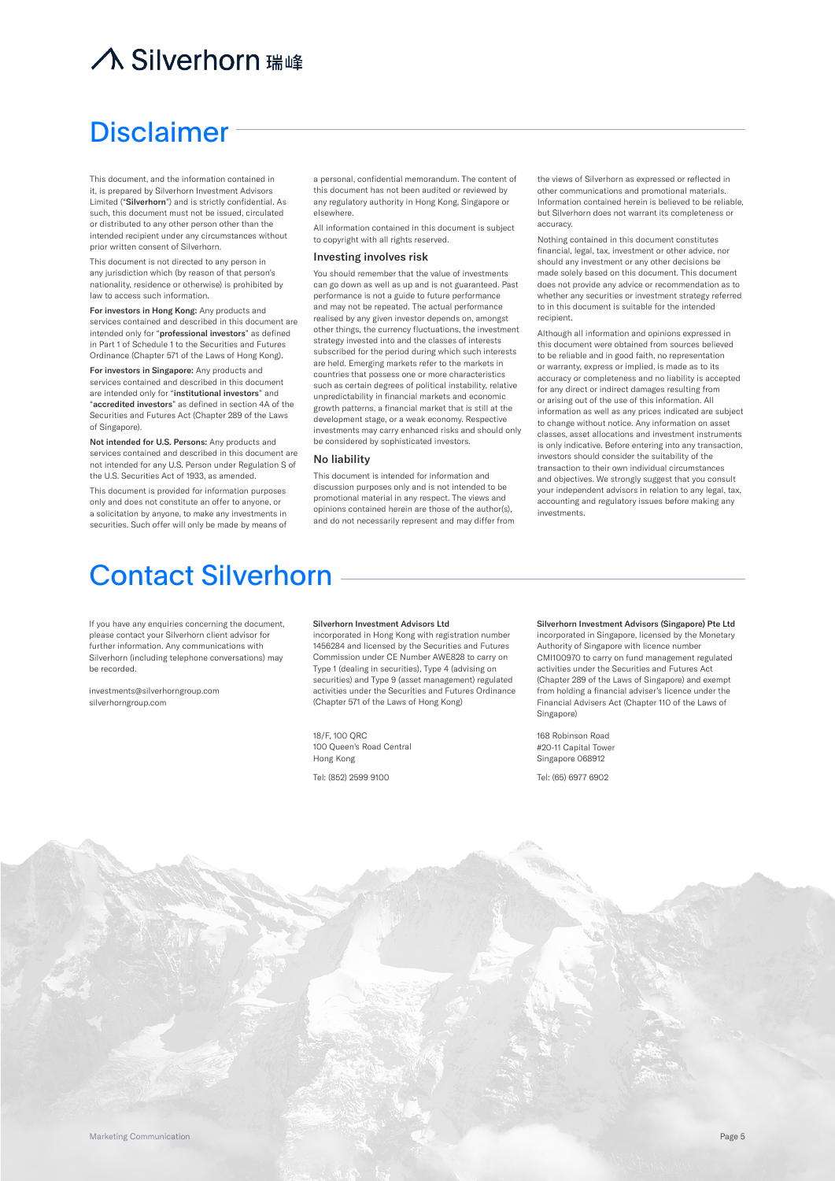# Silverhorn 瑞峰

## Disclaimer

This document, and the information contained in it, is prepared by Silverhorn Investment Advisors Limited ("**Silverhorn**") and is strictly confidential. As such, this document must not be issued, circulated or distributed to any other person other than the intended recipient under any circumstances without prior written consent of Silverhorn.

This document is not directed to any person in any jurisdiction which (by reason of that person's nationality, residence or otherwise) is prohibited by law to access such information.

**For investors in Hong Kong:** Any products and services contained and described in this document are intended only for "**professional investors**" as defined in Part 1 of Schedule 1 to the Securities and Futures Ordinance (Chapter 571 of the Laws of Hong Kong).

**For investors in Singapore:** Any products and services contained and described in this document are intended only for "**institutional investors**" and "**accredited investors**" as defined in section 4A of the Securities and Futures Act (Chapter 289 of the Laws of Singapore).

**Not intended for U.S. Persons:** Any products and services contained and described in this document are not intended for any U.S. Person under Regulation S of the U.S. Securities Act of 1933, as amended.

This document is provided for information purposes only and does not constitute an offer to anyone, or a solicitation by anyone, to make any investments in securities. Such offer will only be made by means of a personal, confidential memorandum. The content of this document has not been audited or reviewed by any regulatory authority in Hong Kong, Singapore or elsewhere.

All information contained in this document is subject to copyright with all rights reserved.

### Investing involves risk

You should remember that the value of investments can go down as well as up and is not guaranteed. Past performance is not a guide to future performance and may not be repeated. The actual performance realised by any given investor depends on, amongst other things, the currency fluctuations, the investment strategy invested into and the classes of interests subscribed for the period during which such interests are held. Emerging markets refer to the markets in countries that possess one or more characteristics such as certain degrees of political instability, relative unpredictability in financial markets and economic growth patterns, a financial market that is still at the development stage, or a weak economy. Respective investments may carry enhanced risks and should only be considered by sophisticated investors.

### No liability

This document is intended for information and discussion purposes only and is not intended to be promotional material in any respect. The views and opinions contained herein are those of the author(s), and do not necessarily represent and may differ from the views of Silverhorn as expressed or reflected in other communications and promotional materials. Information contained herein is believed to be reliable, but Silverhorn does not warrant its completeness or accuracy.

Nothing contained in this document constitutes financial, legal, tax, investment or other advice, nor should any investment or any other decisions be made solely based on this document. This document does not provide any advice or recommendation as to whether any securities or investment strategy referred to in this document is suitable for the intended recipient.

Although all information and opinions expressed in this document were obtained from sources believed to be reliable and in good faith, no representation or warranty, express or implied, is made as to its accuracy or completeness and no liability is accepted for any direct or indirect damages resulting from or arising out of the use of this information. All information as well as any prices indicated are subject to change without notice. Any information on asset classes, asset allocations and investment instruments is only indicative. Before entering into any transaction, investors should consider the suitability of the transaction to their own individual circumstances and objectives. We strongly suggest that you consult your independent advisors in relation to any legal, tax, accounting and regulatory issues before making any investments.

## Contact Silverhorn

If you have any enquiries concerning the document, please contact your Silverhorn client advisor for further information. Any communications with Silverhorn (including telephone conversations) may be recorded.

investments@silverhorngroup.com
silverhorngroup.com

**Silverhorn Investment Advisors Ltd**
incorporated in Hong Kong with registration number 1456284 and licensed by the Securities and Futures Commission under CE Number AWE828 to carry on Type 1 (dealing in securities), Type 4 (advising on securities) and Type 9 (asset management) regulated activities under the Securities and Futures Ordinance (Chapter 571 of the Laws of Hong Kong)

18/F, 100 QRC
100 Queen's Road Central
Hong Kong

Tel: (852) 2599 9100

**Silverhorn Investment Advisors (Singapore) Pte Ltd**
incorporated in Singapore, licensed by the Monetary Authority of Singapore with licence number CMI100970 to carry on fund management regulated activities under the Securities and Futures Act (Chapter 289 of the Laws of Singapore) and exempt from holding a financial adviser's licence under the Financial Advisers Act (Chapter 110 of the Laws of Singapore)

168 Robinson Road
#20-11 Capital Tower
Singapore 068912

Tel: (65) 6977 6902

Marketing Communication